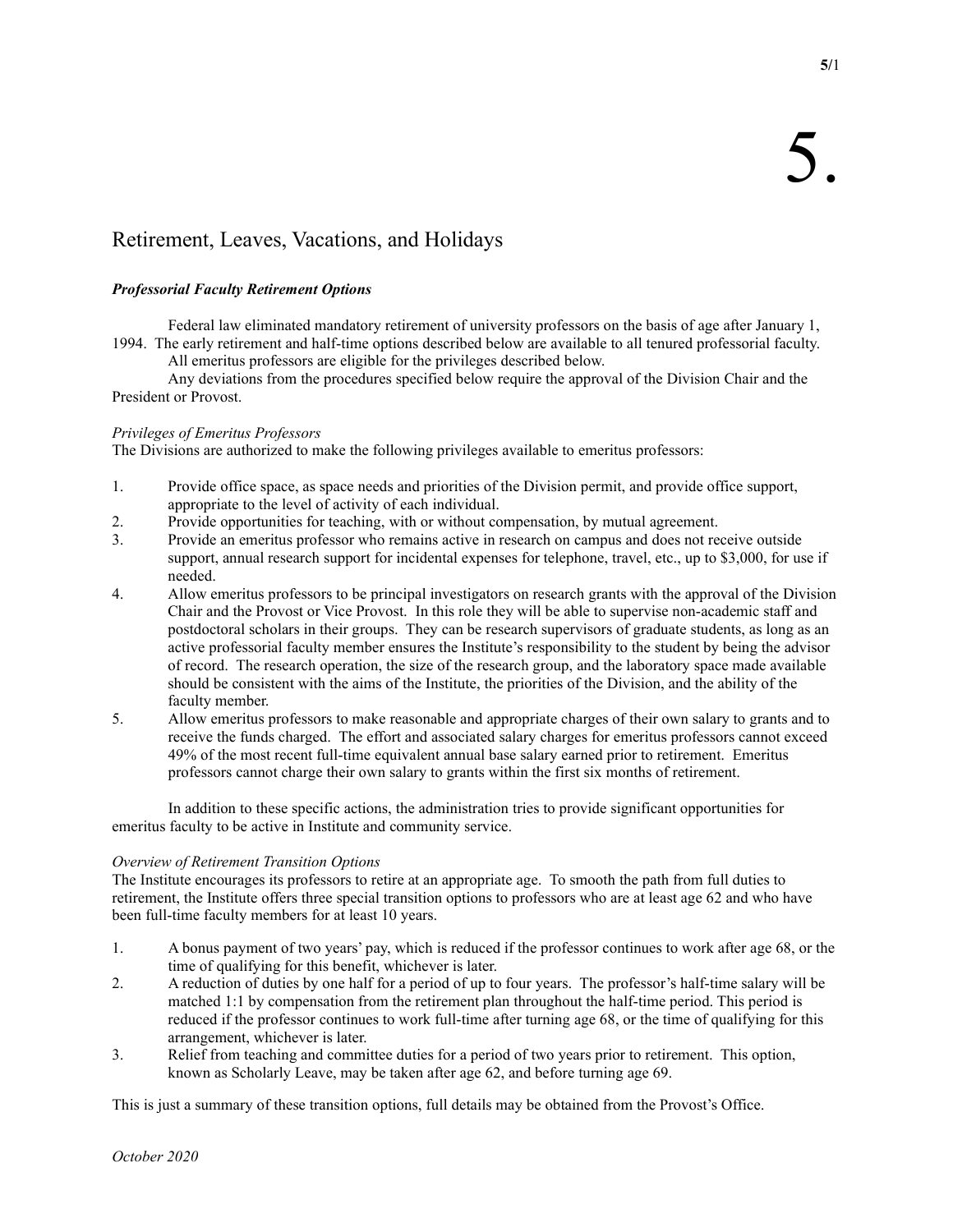# 5.

## Retirement, Leaves, Vacations, and Holidays

### *Professorial Faculty Retirement Options*

Federal law eliminated mandatory retirement of university professors on the basis of age after January 1, 1994. The early retirement and half-time options described below are available to all tenured professorial faculty.

All emeritus professors are eligible for the privileges described below.

Any deviations from the procedures specified below require the approval of the Division Chair and the President or Provost.

*Privileges of Emeritus Professors*

The Divisions are authorized to make the following privileges available to emeritus professors:

1. Provide office space, as space needs and priorities of the Division permit, and provide office support, appropriate to the level of activity of each individual.
2. Provide opportunities for teaching, with or without compensation, by mutual agreement.
3. Provide an emeritus professor who remains active in research on campus and does not receive outside support, annual research support for incidental expenses for telephone, travel, etc., up to $3,000, for use if needed.
4. Allow emeritus professors to be principal investigators on research grants with the approval of the Division Chair and the Provost or Vice Provost. In this role they will be able to supervise non-academic staff and postdoctoral scholars in their groups. They can be research supervisors of graduate students, as long as an active professorial faculty member ensures the Institute's responsibility to the student by being the advisor of record. The research operation, the size of the research group, and the laboratory space made available should be consistent with the aims of the Institute, the priorities of the Division, and the ability of the faculty member.
5. Allow emeritus professors to make reasonable and appropriate charges of their own salary to grants and to receive the funds charged. The effort and associated salary charges for emeritus professors cannot exceed 49% of the most recent full-time equivalent annual base salary earned prior to retirement. Emeritus professors cannot charge their own salary to grants within the first six months of retirement.

In addition to these specific actions, the administration tries to provide significant opportunities for emeritus faculty to be active in Institute and community service.

*Overview of Retirement Transition Options*

The Institute encourages its professors to retire at an appropriate age. To smooth the path from full duties to retirement, the Institute offers three special transition options to professors who are at least age 62 and who have been full-time faculty members for at least 10 years.

1. A bonus payment of two years' pay, which is reduced if the professor continues to work after age 68, or the time of qualifying for this benefit, whichever is later.
2. A reduction of duties by one half for a period of up to four years. The professor's half-time salary will be matched 1:1 by compensation from the retirement plan throughout the half-time period. This period is reduced if the professor continues to work full-time after turning age 68, or the time of qualifying for this arrangement, whichever is later.
3. Relief from teaching and committee duties for a period of two years prior to retirement. This option, known as Scholarly Leave, may be taken after age 62, and before turning age 69.

This is just a summary of these transition options, full details may be obtained from the Provost's Office.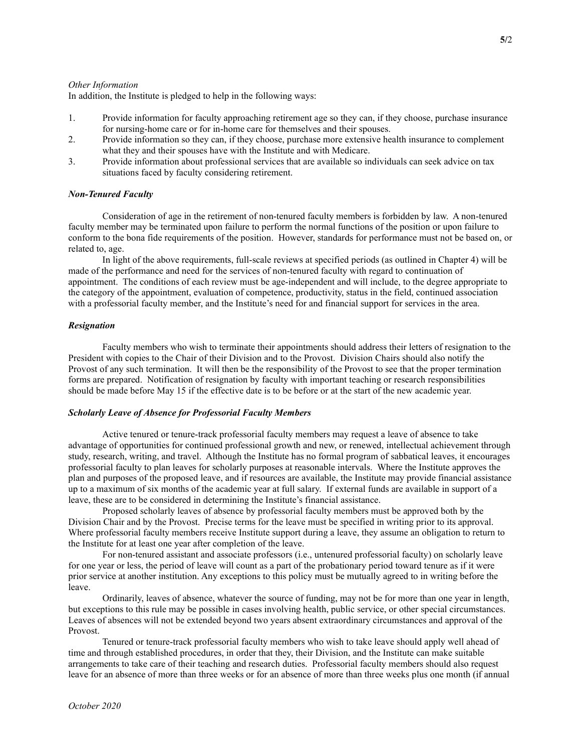*Other Information*
In addition, the Institute is pledged to help in the following ways:

1. Provide information for faculty approaching retirement age so they can, if they choose, purchase insurance for nursing-home care or for in-home care for themselves and their spouses.
2. Provide information so they can, if they choose, purchase more extensive health insurance to complement what they and their spouses have with the Institute and with Medicare.
3. Provide information about professional services that are available so individuals can seek advice on tax situations faced by faculty considering retirement.

### *Non-Tenured Faculty*

Consideration of age in the retirement of non-tenured faculty members is forbidden by law. A non-tenured faculty member may be terminated upon failure to perform the normal functions of the position or upon failure to conform to the bona fide requirements of the position. However, standards for performance must not be based on, or related to, age.

In light of the above requirements, full-scale reviews at specified periods (as outlined in Chapter 4) will be made of the performance and need for the services of non-tenured faculty with regard to continuation of appointment. The conditions of each review must be age-independent and will include, to the degree appropriate to the category of the appointment, evaluation of competence, productivity, status in the field, continued association with a professorial faculty member, and the Institute's need for and financial support for services in the area.

### *Resignation*

Faculty members who wish to terminate their appointments should address their letters of resignation to the President with copies to the Chair of their Division and to the Provost. Division Chairs should also notify the Provost of any such termination. It will then be the responsibility of the Provost to see that the proper termination forms are prepared. Notification of resignation by faculty with important teaching or research responsibilities should be made before May 15 if the effective date is to be before or at the start of the new academic year.

### *Scholarly Leave of Absence for Professorial Faculty Members*

Active tenured or tenure-track professorial faculty members may request a leave of absence to take advantage of opportunities for continued professional growth and new, or renewed, intellectual achievement through study, research, writing, and travel. Although the Institute has no formal program of sabbatical leaves, it encourages professorial faculty to plan leaves for scholarly purposes at reasonable intervals. Where the Institute approves the plan and purposes of the proposed leave, and if resources are available, the Institute may provide financial assistance up to a maximum of six months of the academic year at full salary. If external funds are available in support of a leave, these are to be considered in determining the Institute's financial assistance.

Proposed scholarly leaves of absence by professorial faculty members must be approved both by the Division Chair and by the Provost. Precise terms for the leave must be specified in writing prior to its approval. Where professorial faculty members receive Institute support during a leave, they assume an obligation to return to the Institute for at least one year after completion of the leave.

For non-tenured assistant and associate professors (i.e., untenured professorial faculty) on scholarly leave for one year or less, the period of leave will count as a part of the probationary period toward tenure as if it were prior service at another institution. Any exceptions to this policy must be mutually agreed to in writing before the leave.

Ordinarily, leaves of absence, whatever the source of funding, may not be for more than one year in length, but exceptions to this rule may be possible in cases involving health, public service, or other special circumstances. Leaves of absences will not be extended beyond two years absent extraordinary circumstances and approval of the Provost.

Tenured or tenure-track professorial faculty members who wish to take leave should apply well ahead of time and through established procedures, in order that they, their Division, and the Institute can make suitable arrangements to take care of their teaching and research duties. Professorial faculty members should also request leave for an absence of more than three weeks or for an absence of more than three weeks plus one month (if annual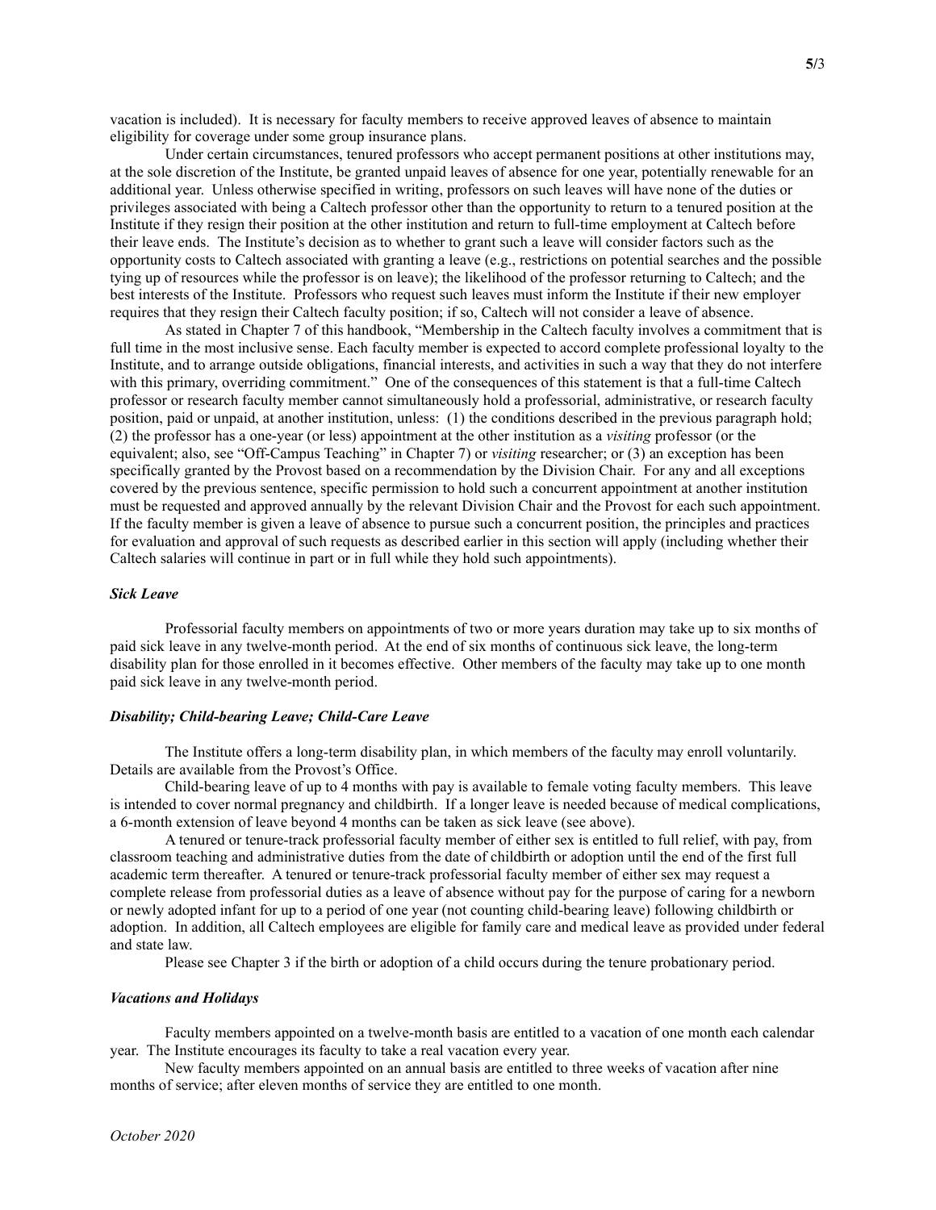vacation is included). It is necessary for faculty members to receive approved leaves of absence to maintain eligibility for coverage under some group insurance plans.

Under certain circumstances, tenured professors who accept permanent positions at other institutions may, at the sole discretion of the Institute, be granted unpaid leaves of absence for one year, potentially renewable for an additional year. Unless otherwise specified in writing, professors on such leaves will have none of the duties or privileges associated with being a Caltech professor other than the opportunity to return to a tenured position at the Institute if they resign their position at the other institution and return to full-time employment at Caltech before their leave ends. The Institute's decision as to whether to grant such a leave will consider factors such as the opportunity costs to Caltech associated with granting a leave (e.g., restrictions on potential searches and the possible tying up of resources while the professor is on leave); the likelihood of the professor returning to Caltech; and the best interests of the Institute. Professors who request such leaves must inform the Institute if their new employer requires that they resign their Caltech faculty position; if so, Caltech will not consider a leave of absence.

As stated in Chapter 7 of this handbook, "Membership in the Caltech faculty involves a commitment that is full time in the most inclusive sense. Each faculty member is expected to accord complete professional loyalty to the Institute, and to arrange outside obligations, financial interests, and activities in such a way that they do not interfere with this primary, overriding commitment." One of the consequences of this statement is that a full-time Caltech professor or research faculty member cannot simultaneously hold a professorial, administrative, or research faculty position, paid or unpaid, at another institution, unless: (1) the conditions described in the previous paragraph hold; (2) the professor has a one-year (or less) appointment at the other institution as a *visiting* professor (or the equivalent; also, see "Off-Campus Teaching" in Chapter 7) or *visiting* researcher; or (3) an exception has been specifically granted by the Provost based on a recommendation by the Division Chair. For any and all exceptions covered by the previous sentence, specific permission to hold such a concurrent appointment at another institution must be requested and approved annually by the relevant Division Chair and the Provost for each such appointment. If the faculty member is given a leave of absence to pursue such a concurrent position, the principles and practices for evaluation and approval of such requests as described earlier in this section will apply (including whether their Caltech salaries will continue in part or in full while they hold such appointments).

### *Sick Leave*

Professorial faculty members on appointments of two or more years duration may take up to six months of paid sick leave in any twelve-month period. At the end of six months of continuous sick leave, the long-term disability plan for those enrolled in it becomes effective. Other members of the faculty may take up to one month paid sick leave in any twelve-month period.

### *Disability; Child-bearing Leave; Child-Care Leave*

The Institute offers a long-term disability plan, in which members of the faculty may enroll voluntarily. Details are available from the Provost's Office.

Child-bearing leave of up to 4 months with pay is available to female voting faculty members. This leave is intended to cover normal pregnancy and childbirth. If a longer leave is needed because of medical complications, a 6-month extension of leave beyond 4 months can be taken as sick leave (see above).

A tenured or tenure-track professorial faculty member of either sex is entitled to full relief, with pay, from classroom teaching and administrative duties from the date of childbirth or adoption until the end of the first full academic term thereafter. A tenured or tenure-track professorial faculty member of either sex may request a complete release from professorial duties as a leave of absence without pay for the purpose of caring for a newborn or newly adopted infant for up to a period of one year (not counting child-bearing leave) following childbirth or adoption. In addition, all Caltech employees are eligible for family care and medical leave as provided under federal and state law.

Please see Chapter 3 if the birth or adoption of a child occurs during the tenure probationary period.

### *Vacations and Holidays*

Faculty members appointed on a twelve-month basis are entitled to a vacation of one month each calendar year. The Institute encourages its faculty to take a real vacation every year.

New faculty members appointed on an annual basis are entitled to three weeks of vacation after nine months of service; after eleven months of service they are entitled to one month.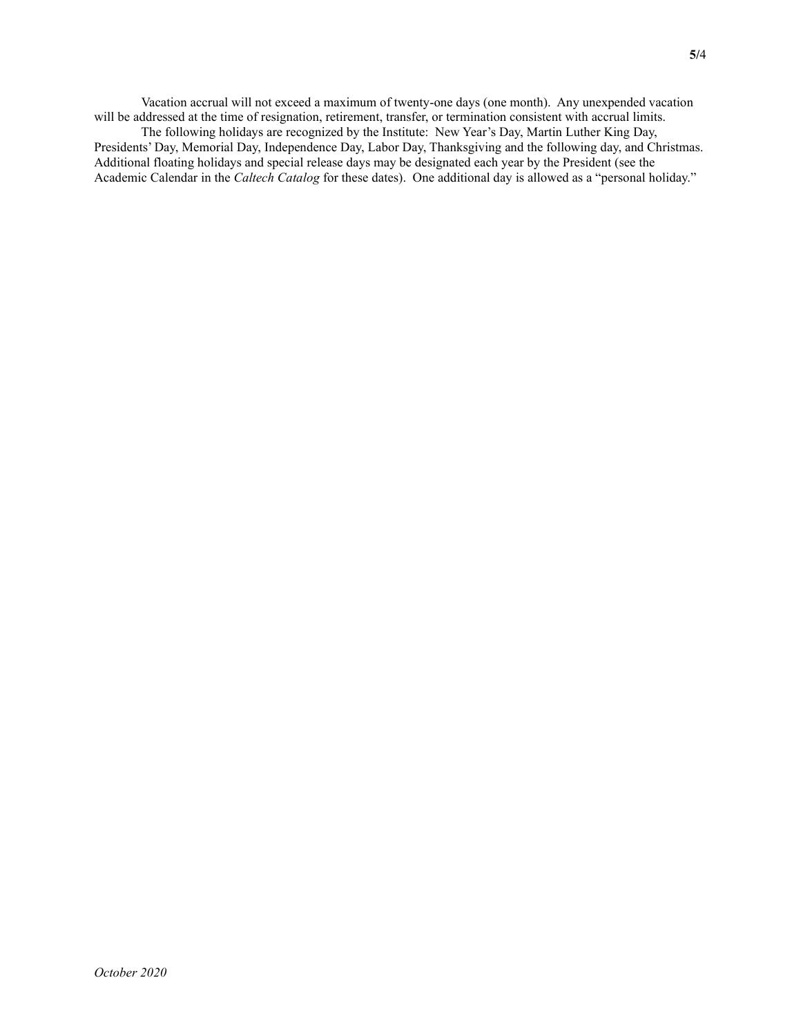Vacation accrual will not exceed a maximum of twenty-one days (one month). Any unexpended vacation will be addressed at the time of resignation, retirement, transfer, or termination consistent with accrual limits.

The following holidays are recognized by the Institute: New Year's Day, Martin Luther King Day, Presidents' Day, Memorial Day, Independence Day, Labor Day, Thanksgiving and the following day, and Christmas. Additional floating holidays and special release days may be designated each year by the President (see the Academic Calendar in the *Caltech Catalog* for these dates). One additional day is allowed as a "personal holiday."